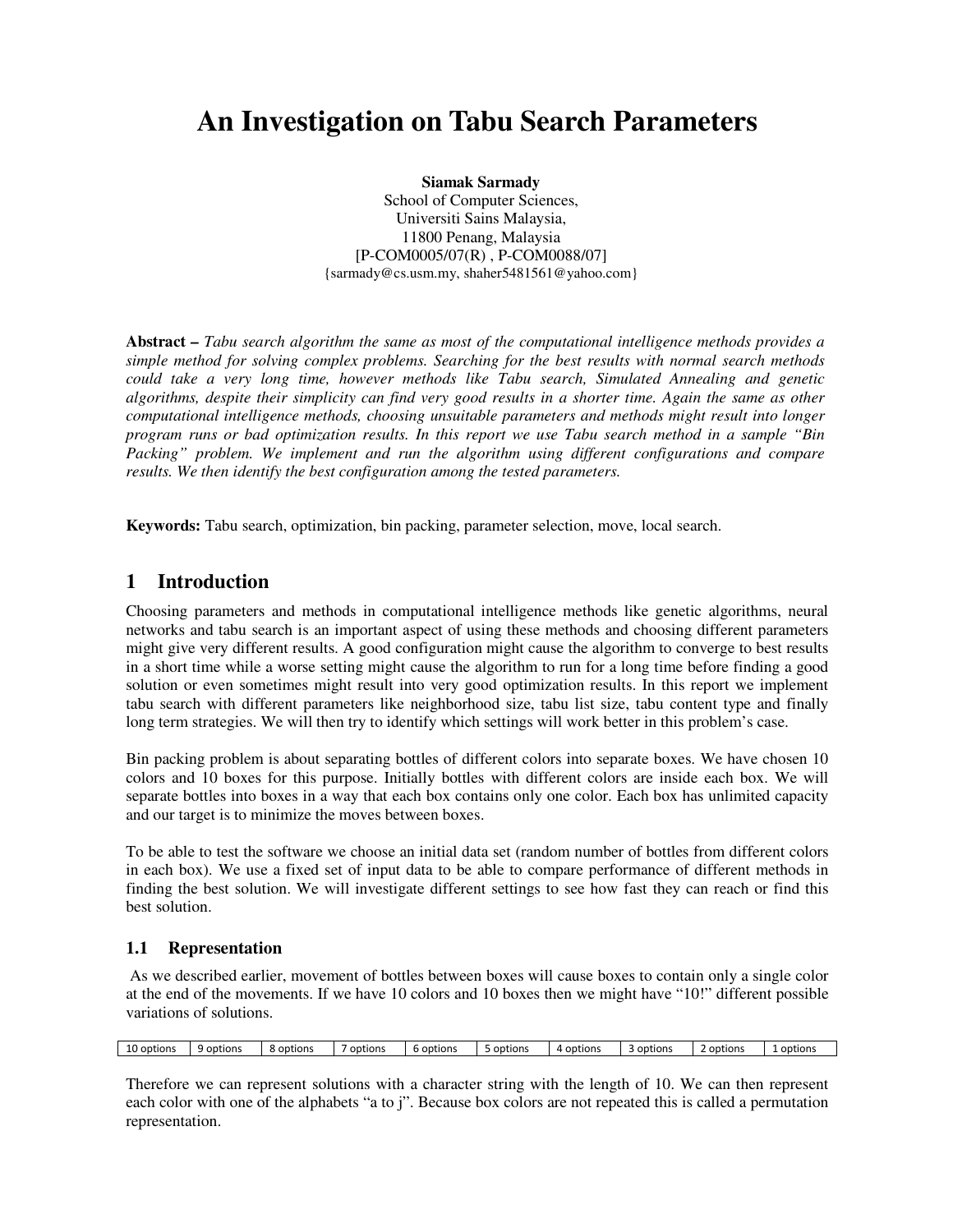# An Investigation on Tabu Search Parameters

**Siamak Sarmady**
School of Computer Sciences,
Universiti Sains Malaysia,
11800 Penang, Malaysia
[P-COM0005/07(R) , P-COM0088/07]
{sarmady@cs.usm.my, shaher5481561@yahoo.com}

**Abstract –** *Tabu search algorithm the same as most of the computational intelligence methods provides a simple method for solving complex problems. Searching for the best results with normal search methods could take a very long time, however methods like Tabu search, Simulated Annealing and genetic algorithms, despite their simplicity can find very good results in a shorter time. Again the same as other computational intelligence methods, choosing unsuitable parameters and methods might result into longer program runs or bad optimization results. In this report we use Tabu search method in a sample "Bin Packing" problem. We implement and run the algorithm using different configurations and compare results. We then identify the best configuration among the tested parameters.*

**Keywords:** Tabu search, optimization, bin packing, parameter selection, move, local search.

## 1 Introduction

Choosing parameters and methods in computational intelligence methods like genetic algorithms, neural networks and tabu search is an important aspect of using these methods and choosing different parameters might give very different results. A good configuration might cause the algorithm to converge to best results in a short time while a worse setting might cause the algorithm to run for a long time before finding a good solution or even sometimes might result into very good optimization results. In this report we implement tabu search with different parameters like neighborhood size, tabu list size, tabu content type and finally long term strategies. We will then try to identify which settings will work better in this problem's case.

Bin packing problem is about separating bottles of different colors into separate boxes. We have chosen 10 colors and 10 boxes for this purpose. Initially bottles with different colors are inside each box. We will separate bottles into boxes in a way that each box contains only one color. Each box has unlimited capacity and our target is to minimize the moves between boxes.

To be able to test the software we choose an initial data set (random number of bottles from different colors in each box). We use a fixed set of input data to be able to compare performance of different methods in finding the best solution. We will investigate different settings to see how fast they can reach or find this best solution.

### 1.1 Representation

As we described earlier, movement of bottles between boxes will cause boxes to contain only a single color at the end of the movements. If we have 10 colors and 10 boxes then we might have "10!" different possible variations of solutions.

| 10 options | 9 options | 8 options | 7 options | 6 options | 5 options | 4 options | 3 options | 2 options | 1 options |
|---|---|---|---|---|---|---|---|---|---|

Therefore we can represent solutions with a character string with the length of 10. We can then represent each color with one of the alphabets "a to j". Because box colors are not repeated this is called a permutation representation.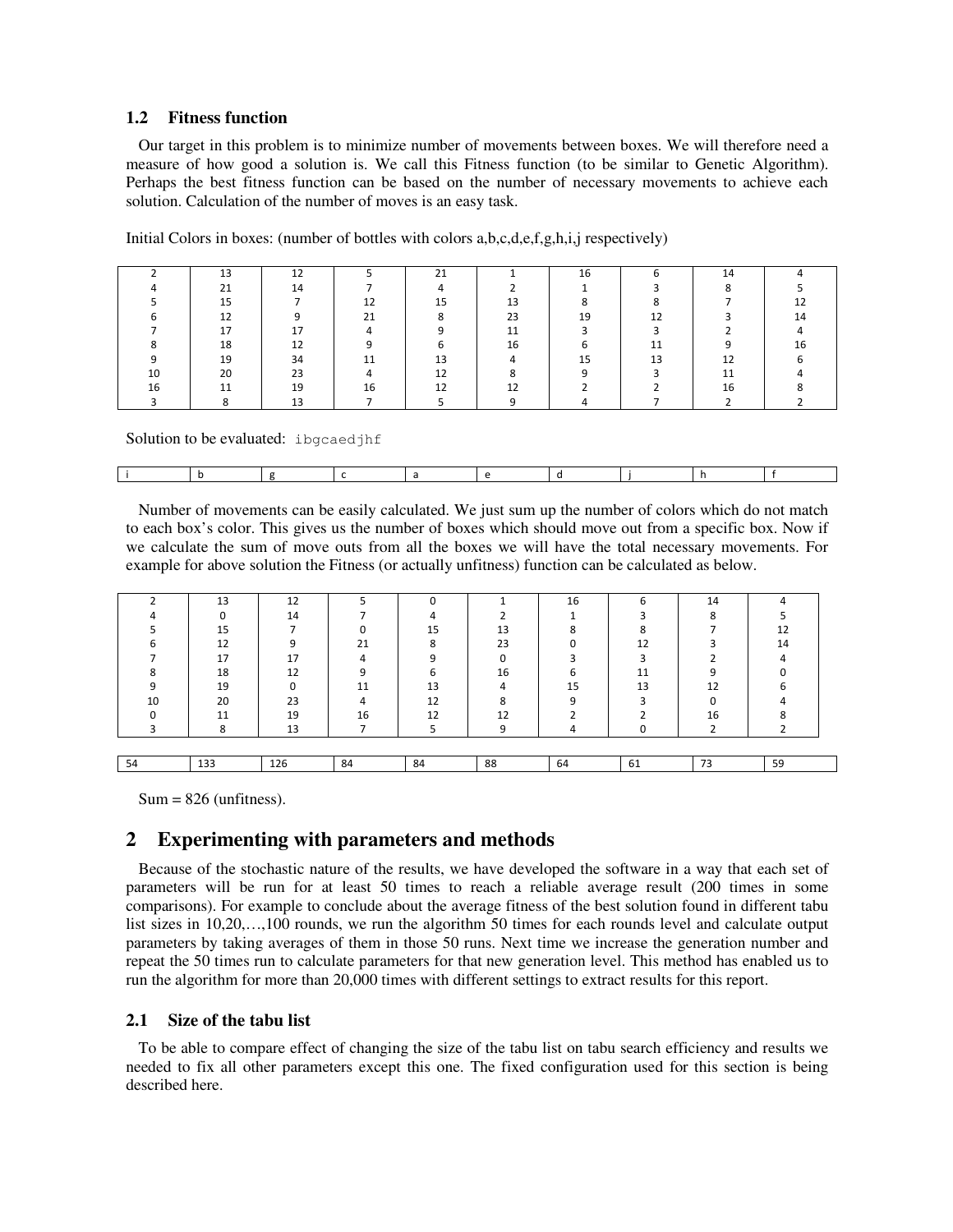### 1.2 Fitness function

Our target in this problem is to minimize number of movements between boxes. We will therefore need a measure of how good a solution is. We call this Fitness function (to be similar to Genetic Algorithm). Perhaps the best fitness function can be based on the number of necessary movements to achieve each solution. Calculation of the number of moves is an easy task.

Initial Colors in boxes: (number of bottles with colors a,b,c,d,e,f,g,h,i,j respectively)

| | | | | | | | | | |
|---|---|---|---|---|---|---|---|---|---|
| 2 | 13 | 12 | 5 | 21 | 1 | 16 | 6 | 14 | 4 |
| 4 | 21 | 14 | 7 | 4 | 2 | 1 | 3 | 8 | 5 |
| 5 | 15 | 7 | 12 | 15 | 13 | 8 | 8 | 7 | 12 |
| 6 | 12 | 9 | 21 | 8 | 23 | 19 | 12 | 3 | 14 |
| 7 | 17 | 17 | 4 | 9 | 11 | 3 | 3 | 2 | 4 |
| 8 | 18 | 12 | 9 | 6 | 16 | 6 | 11 | 9 | 16 |
| 9 | 19 | 34 | 11 | 13 | 4 | 15 | 13 | 12 | 6 |
| 10 | 20 | 23 | 4 | 12 | 8 | 9 | 3 | 11 | 4 |
| 16 | 11 | 19 | 16 | 12 | 12 | 2 | 2 | 16 | 8 |
| 3 | 8 | 13 | 7 | 5 | 9 | 4 | 7 | 2 | 2 |

Solution to be evaluated: `ibgcaedjhf`

| | | | | | | | | | |
|---|---|---|---|---|---|---|---|---|---|
| i | b | g | c | a | e | d | j | h | f |

Number of movements can be easily calculated. We just sum up the number of colors which do not match to each box's color. This gives us the number of boxes which should move out from a specific box. Now if we calculate the sum of move outs from all the boxes we will have the total necessary movements. For example for above solution the Fitness (or actually unfitness) function can be calculated as below.

| | | | | | | | | | |
|---|---|---|---|---|---|---|---|---|---|
| 2 | 13 | 12 | 5 | 0 | 1 | 16 | 6 | 14 | 4 |
| 4 | 0 | 14 | 7 | 4 | 2 | 1 | 3 | 8 | 5 |
| 5 | 15 | 7 | 0 | 15 | 13 | 8 | 8 | 7 | 12 |
| 6 | 12 | 9 | 21 | 8 | 23 | 0 | 12 | 3 | 14 |
| 7 | 17 | 17 | 4 | 9 | 0 | 3 | 3 | 2 | 4 |
| 8 | 18 | 12 | 9 | 6 | 16 | 6 | 11 | 9 | 0 |
| 9 | 19 | 0 | 11 | 13 | 4 | 15 | 13 | 12 | 6 |
| 10 | 20 | 23 | 4 | 12 | 8 | 9 | 3 | 0 | 4 |
| 0 | 11 | 19 | 16 | 12 | 12 | 2 | 2 | 16 | 8 |
| 3 | 8 | 13 | 7 | 5 | 9 | 4 | 0 | 2 | 2 |

| | | | | | | | | | |
|---|---|---|---|---|---|---|---|---|---|
| 54 | 133 | 126 | 84 | 84 | 88 | 64 | 61 | 73 | 59 |

Sum = 826 (unfitness).

## 2 Experimenting with parameters and methods

Because of the stochastic nature of the results, we have developed the software in a way that each set of parameters will be run for at least 50 times to reach a reliable average result (200 times in some comparisons). For example to conclude about the average fitness of the best solution found in different tabu list sizes in 10,20,…,100 rounds, we run the algorithm 50 times for each rounds level and calculate output parameters by taking averages of them in those 50 runs. Next time we increase the generation number and repeat the 50 times run to calculate parameters for that new generation level. This method has enabled us to run the algorithm for more than 20,000 times with different settings to extract results for this report.

### 2.1 Size of the tabu list

To be able to compare effect of changing the size of the tabu list on tabu search efficiency and results we needed to fix all other parameters except this one. The fixed configuration used for this section is being described here.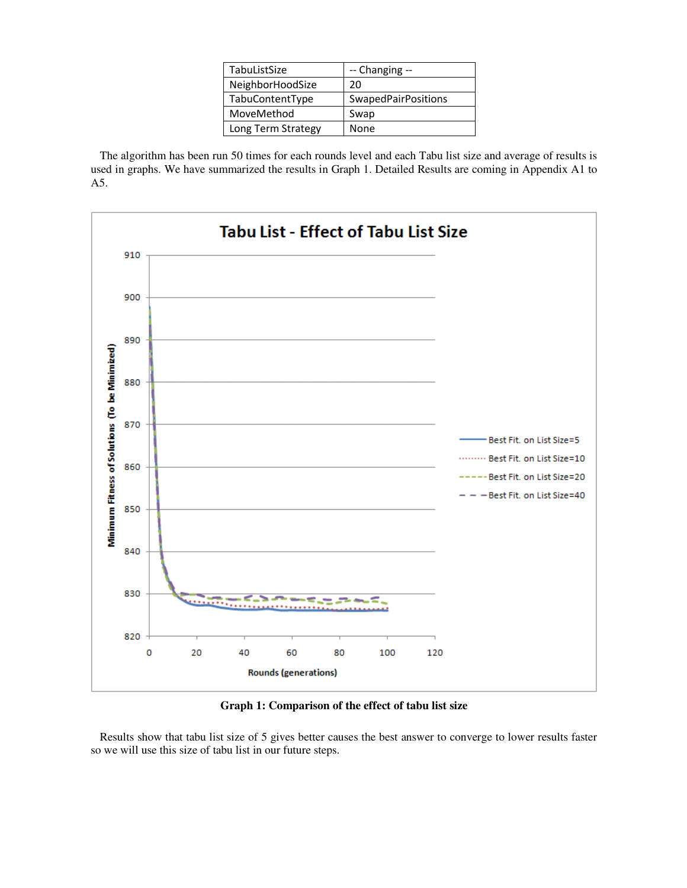| TabuListSize | -- Changing -- |
| --- | --- |
| NeighborHoodSize | 20 |
| TabuContentType | SwapedPairPositions |
| MoveMethod | Swap |
| Long Term Strategy | None |

The algorithm has been run 50 times for each rounds level and each Tabu list size and average of results is used in graphs. We have summarized the results in Graph 1. Detailed Results are coming in Appendix A1 to A5.

**Graph 1: Comparison of the effect of tabu list size**

Results show that tabu list size of 5 gives better causes the best answer to converge to lower results faster so we will use this size of tabu list in our future steps.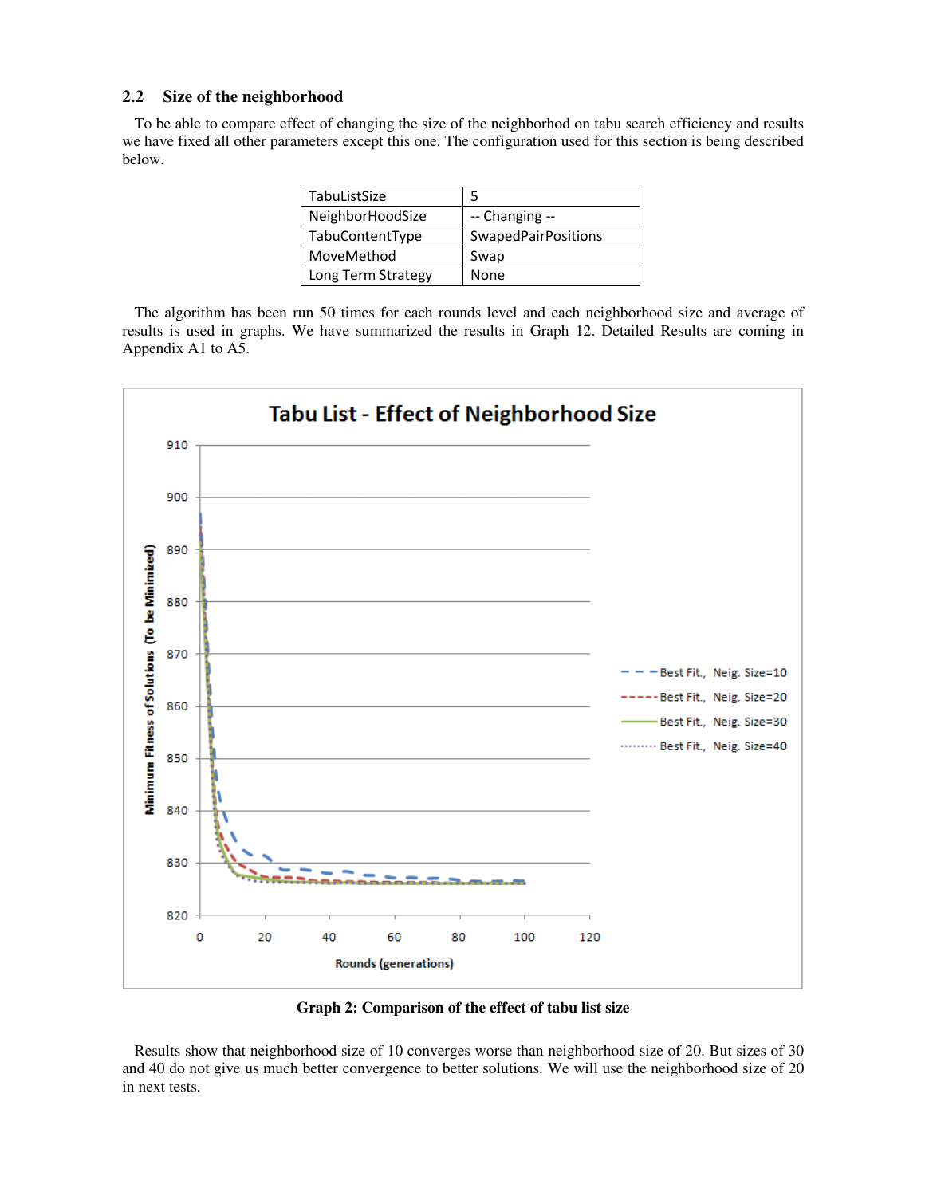## 2.2 Size of the neighborhood

To be able to compare effect of changing the size of the neighborhod on tabu search efficiency and results we have fixed all other parameters except this one. The configuration used for this section is being described below.

| TabuListSize | 5 |
|---|---|
| NeighborHoodSize | -- Changing -- |
| TabuContentType | SwapedPairPositions |
| MoveMethod | Swap |
| Long Term Strategy | None |

The algorithm has been run 50 times for each rounds level and each neighborhood size and average of results is used in graphs. We have summarized the results in Graph 12. Detailed Results are coming in Appendix A1 to A5.

Graph 2: Comparison of the effect of tabu list size

Results show that neighborhood size of 10 converges worse than neighborhood size of 20. But sizes of 30 and 40 do not give us much better convergence to better solutions. We will use the neighborhood size of 20 in next tests.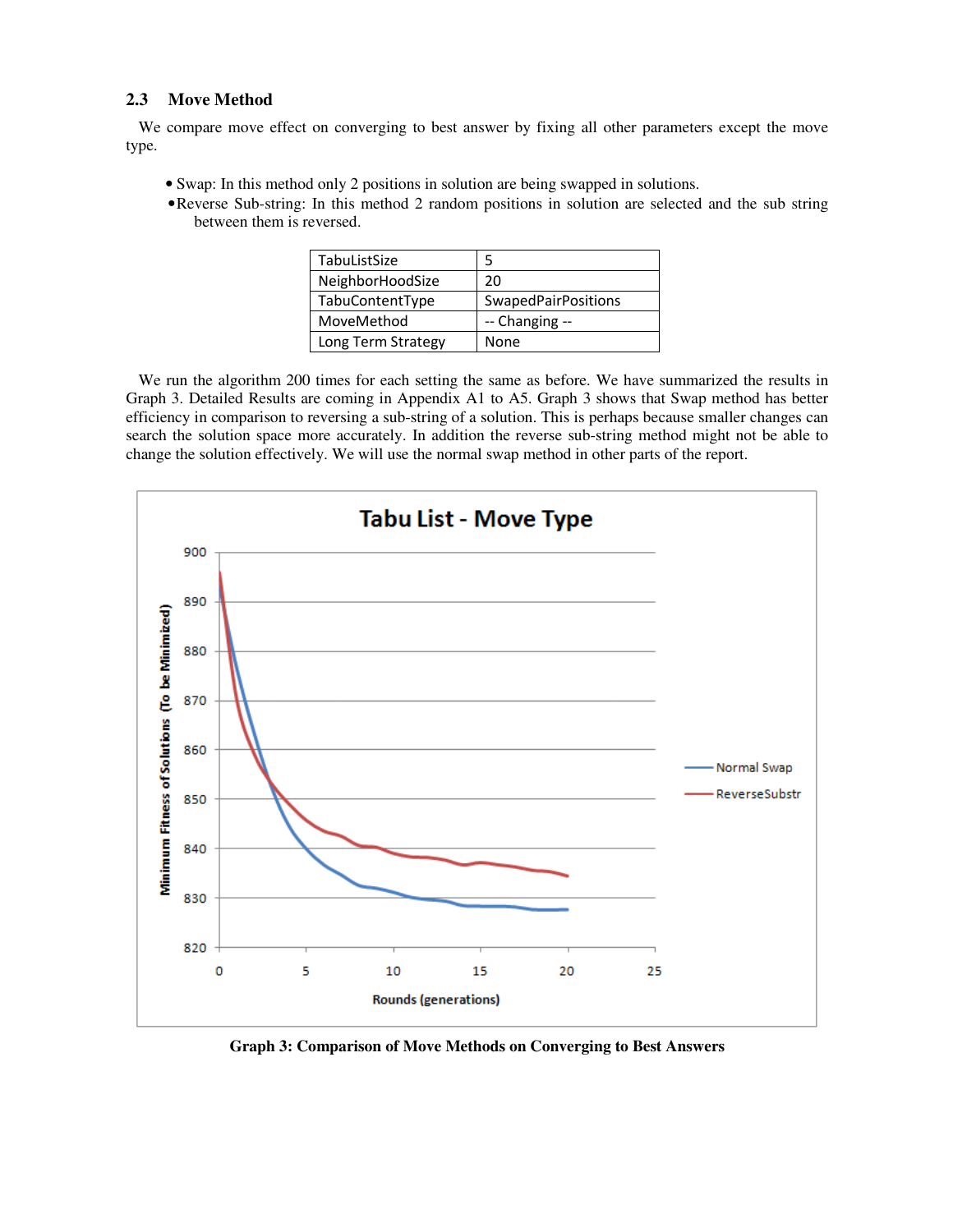## 2.3 Move Method

We compare move effect on converging to best answer by fixing all other parameters except the move type.

- Swap: In this method only 2 positions in solution are being swapped in solutions.
- Reverse Sub-string: In this method 2 random positions in solution are selected and the sub string between them is reversed.

| TabuListSize | 5 |
|---|---|
| NeighborHoodSize | 20 |
| TabuContentType | SwapedPairPositions |
| MoveMethod | -- Changing -- |
| Long Term Strategy | None |

We run the algorithm 200 times for each setting the same as before. We have summarized the results in Graph 3. Detailed Results are coming in Appendix A1 to A5. Graph 3 shows that Swap method has better efficiency in comparison to reversing a sub-string of a solution. This is perhaps because smaller changes can search the solution space more accurately. In addition the reverse sub-string method might not be able to change the solution effectively. We will use the normal swap method in other parts of the report.

**Graph 3: Comparison of Move Methods on Converging to Best Answers**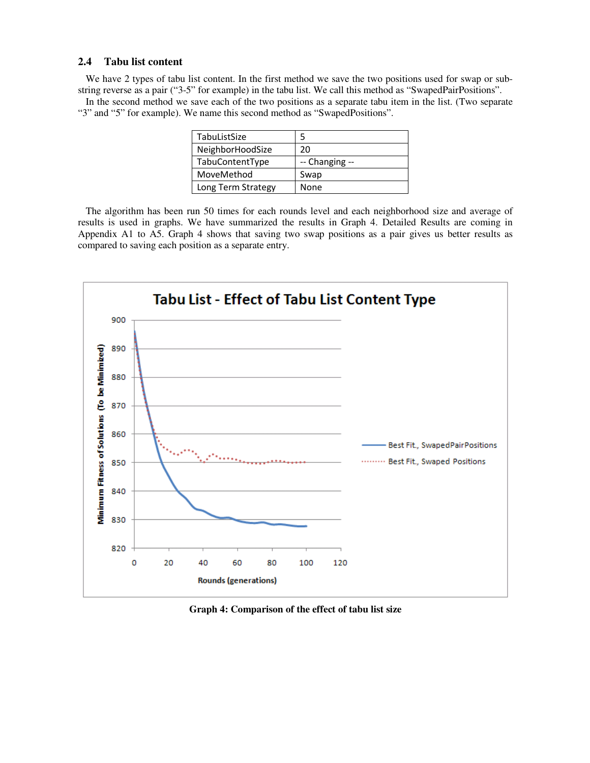### 2.4 Tabu list content

We have 2 types of tabu list content. In the first method we save the two positions used for swap or sub-string reverse as a pair ("3-5" for example) in the tabu list. We call this method as "SwapedPairPositions".

In the second method we save each of the two positions as a separate tabu item in the list. (Two separate "3" and "5" for example). We name this second method as "SwapedPositions".

| TabuListSize | 5 |
|---|---|
| NeighborHoodSize | 20 |
| TabuContentType | -- Changing -- |
| MoveMethod | Swap |
| Long Term Strategy | None |

The algorithm has been run 50 times for each rounds level and each neighborhood size and average of results is used in graphs. We have summarized the results in Graph 4. Detailed Results are coming in Appendix A1 to A5. Graph 4 shows that saving two swap positions as a pair gives us better results as compared to saving each position as a separate entry.

Graph 4: Comparison of the effect of tabu list size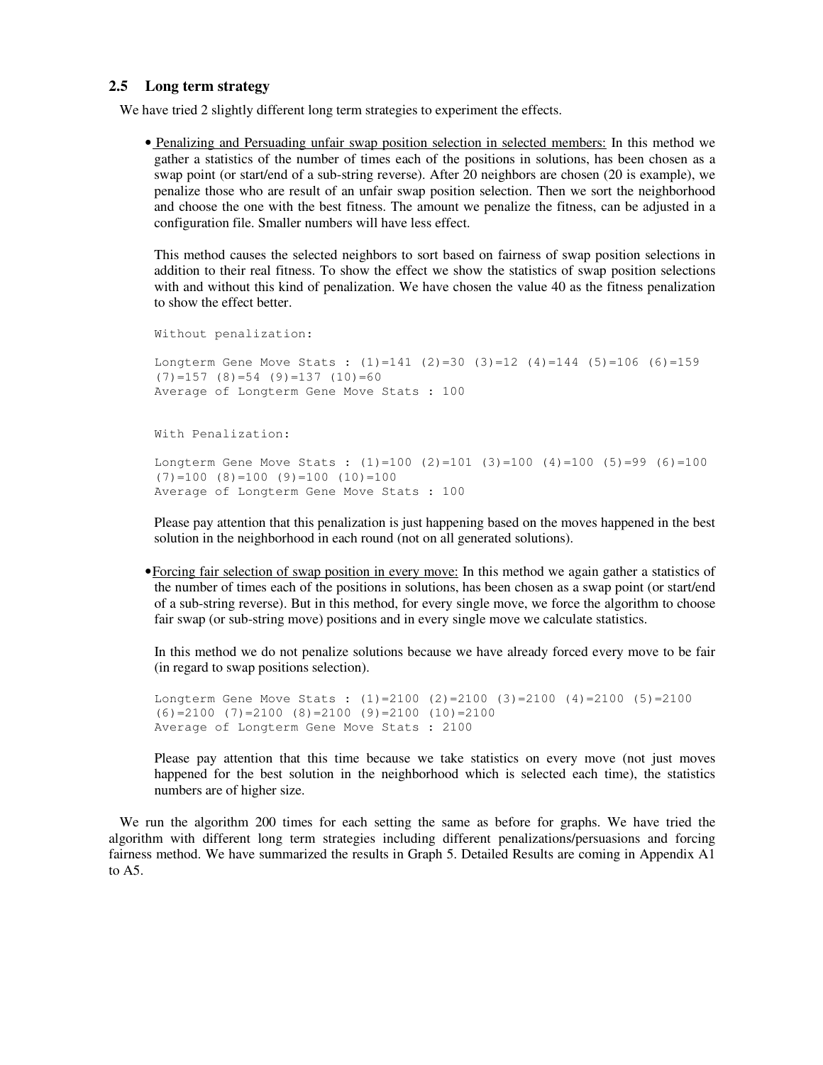## 2.5 Long term strategy

We have tried 2 slightly different long term strategies to experiment the effects.

- Penalizing and Persuading unfair swap position selection in selected members: In this method we gather a statistics of the number of times each of the positions in solutions, has been chosen as a swap point (or start/end of a sub-string reverse). After 20 neighbors are chosen (20 is example), we penalize those who are result of an unfair swap position selection. Then we sort the neighborhood and choose the one with the best fitness. The amount we penalize the fitness, can be adjusted in a configuration file. Smaller numbers will have less effect.

  This method causes the selected neighbors to sort based on fairness of swap position selections in addition to their real fitness. To show the effect we show the statistics of swap position selections with and without this kind of penalization. We have chosen the value 40 as the fitness penalization to show the effect better.

  ```
  Without penalization:

  Longterm Gene Move Stats : (1)=141 (2)=30 (3)=12 (4)=144 (5)=106 (6)=159
  (7)=157 (8)=54 (9)=137 (10)=60
  Average of Longterm Gene Move Stats : 100


  With Penalization:

  Longterm Gene Move Stats : (1)=100 (2)=101 (3)=100 (4)=100 (5)=99 (6)=100
  (7)=100 (8)=100 (9)=100 (10)=100
  Average of Longterm Gene Move Stats : 100
  ```

  Please pay attention that this penalization is just happening based on the moves happened in the best solution in the neighborhood in each round (not on all generated solutions).

- Forcing fair selection of swap position in every move: In this method we again gather a statistics of the number of times each of the positions in solutions, has been chosen as a swap point (or start/end of a sub-string reverse). But in this method, for every single move, we force the algorithm to choose fair swap (or sub-string move) positions and in every single move we calculate statistics.

  In this method we do not penalize solutions because we have already forced every move to be fair (in regard to swap positions selection).

  ```
  Longterm Gene Move Stats : (1)=2100 (2)=2100 (3)=2100 (4)=2100 (5)=2100
  (6)=2100 (7)=2100 (8)=2100 (9)=2100 (10)=2100
  Average of Longterm Gene Move Stats : 2100
  ```

  Please pay attention that this time because we take statistics on every move (not just moves happened for the best solution in the neighborhood which is selected each time), the statistics numbers are of higher size.

We run the algorithm 200 times for each setting the same as before for graphs. We have tried the algorithm with different long term strategies including different penalizations/persuasions and forcing fairness method. We have summarized the results in Graph 5. Detailed Results are coming in Appendix A1 to A5.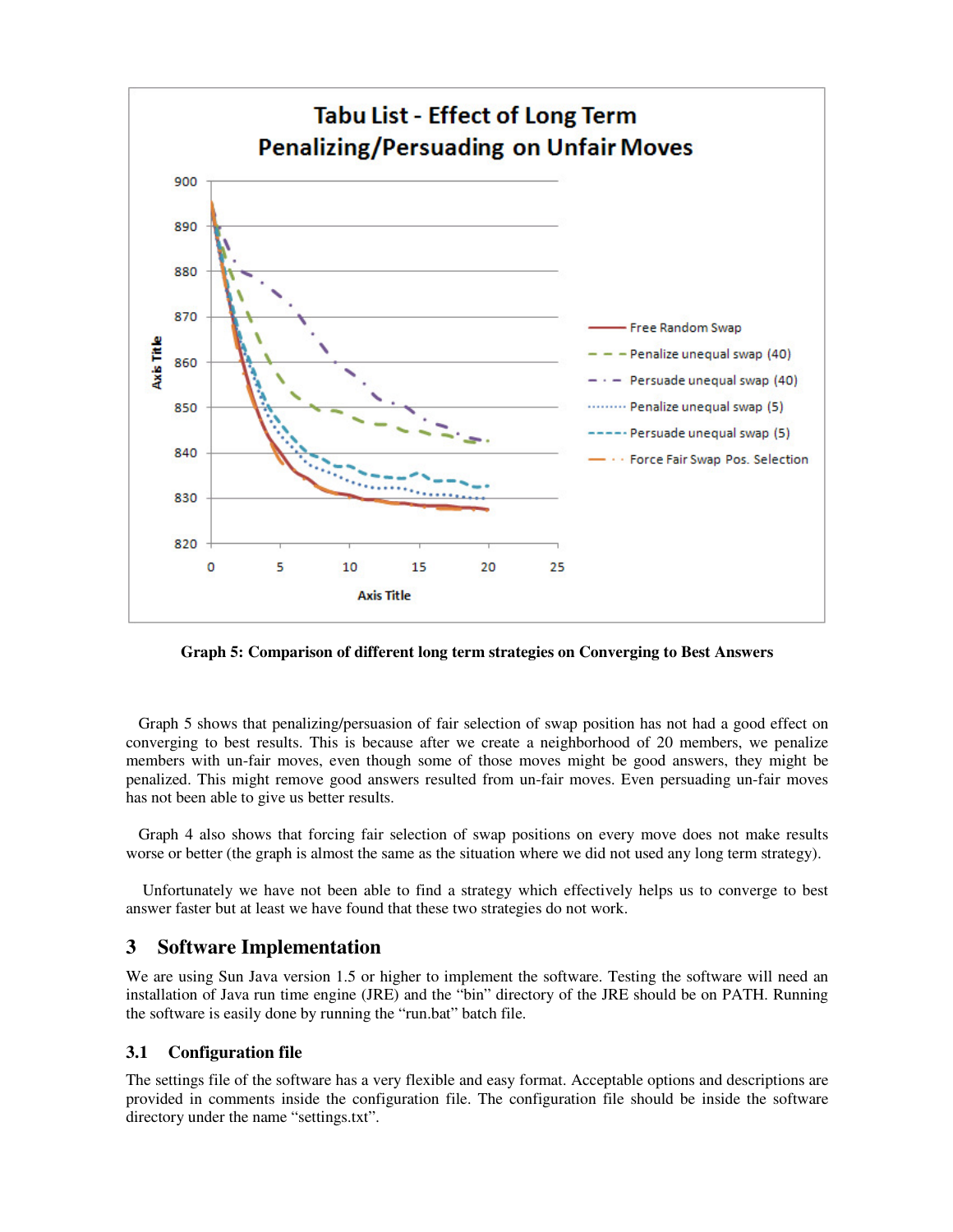Graph 5: Comparison of different long term strategies on Converging to Best Answers

Graph 5 shows that penalizing/persuasion of fair selection of swap position has not had a good effect on converging to best results. This is because after we create a neighborhood of 20 members, we penalize members with un-fair moves, even though some of those moves might be good answers, they might be penalized. This might remove good answers resulted from un-fair moves. Even persuading un-fair moves has not been able to give us better results.

Graph 4 also shows that forcing fair selection of swap positions on every move does not make results worse or better (the graph is almost the same as the situation where we did not used any long term strategy).

Unfortunately we have not been able to find a strategy which effectively helps us to converge to best answer faster but at least we have found that these two strategies do not work.

## 3 Software Implementation

We are using Sun Java version 1.5 or higher to implement the software. Testing the software will need an installation of Java run time engine (JRE) and the "bin" directory of the JRE should be on PATH. Running the software is easily done by running the "run.bat" batch file.

### 3.1 Configuration file

The settings file of the software has a very flexible and easy format. Acceptable options and descriptions are provided in comments inside the configuration file. The configuration file should be inside the software directory under the name "settings.txt".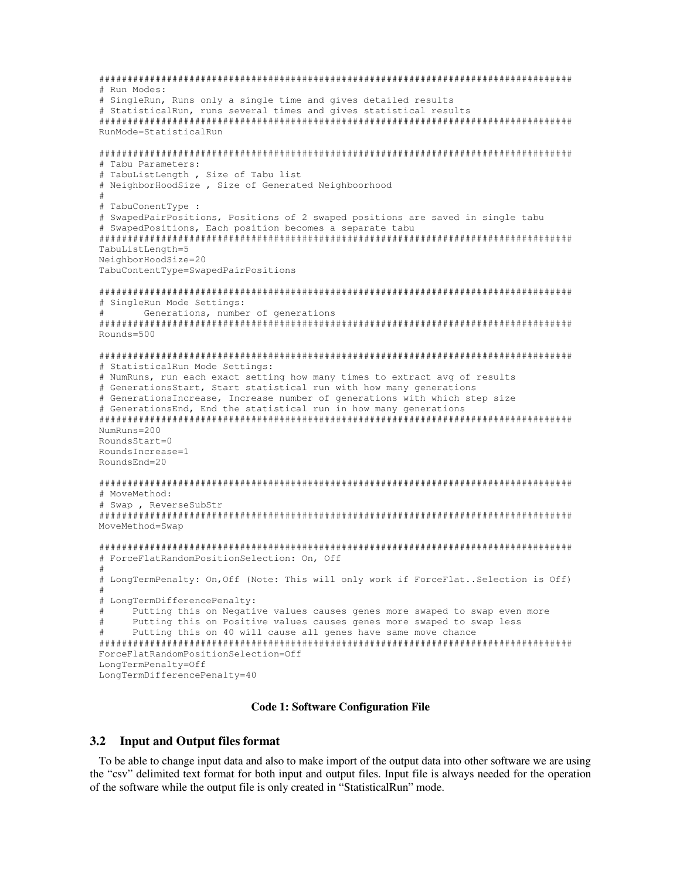```
################################################################################
# Run Modes:
# SingleRun, Runs only a single time and gives detailed results
# StatisticalRun, runs several times and gives statistical results
################################################################################
RunMode=StatisticalRun

################################################################################
# Tabu Parameters:
# TabuListLength , Size of Tabu list
# NeighborHoodSize , Size of Generated Neighboorhood
#
# TabuConentType :
# SwapedPairPositions, Positions of 2 swaped positions are saved in single tabu
# SwapedPositions, Each position becomes a separate tabu
################################################################################
TabuListLength=5
NeighborHoodSize=20
TabuContentType=SwapedPairPositions

################################################################################
# SingleRun Mode Settings:
#       Generations, number of generations
################################################################################
Rounds=500

################################################################################
# StatisticalRun Mode Settings:
# NumRuns, run each exact setting how many times to extract avg of results
# GenerationsStart, Start statistical run with how many generations
# GenerationsIncrease, Increase number of generations with which step size
# GenerationsEnd, End the statistical run in how many generations
################################################################################
NumRuns=200
RoundsStart=0
RoundsIncrease=1
RoundsEnd=20

################################################################################
# MoveMethod:
# Swap , ReverseSubStr
################################################################################
MoveMethod=Swap

################################################################################
# ForceFlatRandomPositionSelection: On, Off
#
# LongTermPenalty: On,Off (Note: This will only work if ForceFlat..Selection is Off)
#
# LongTermDifferencePenalty:
#     Putting this on Negative values causes genes more swaped to swap even more
#     Putting this on Positive values causes genes more swaped to swap less
#     Putting this on 40 will cause all genes have same move chance
################################################################################
ForceFlatRandomPositionSelection=Off
LongTermPenalty=Off
LongTermDifferencePenalty=40
```

**Code 1: Software Configuration File**

## 3.2 Input and Output files format

To be able to change input data and also to make import of the output data into other software we are using the "csv" delimited text format for both input and output files. Input file is always needed for the operation of the software while the output file is only created in "StatisticalRun" mode.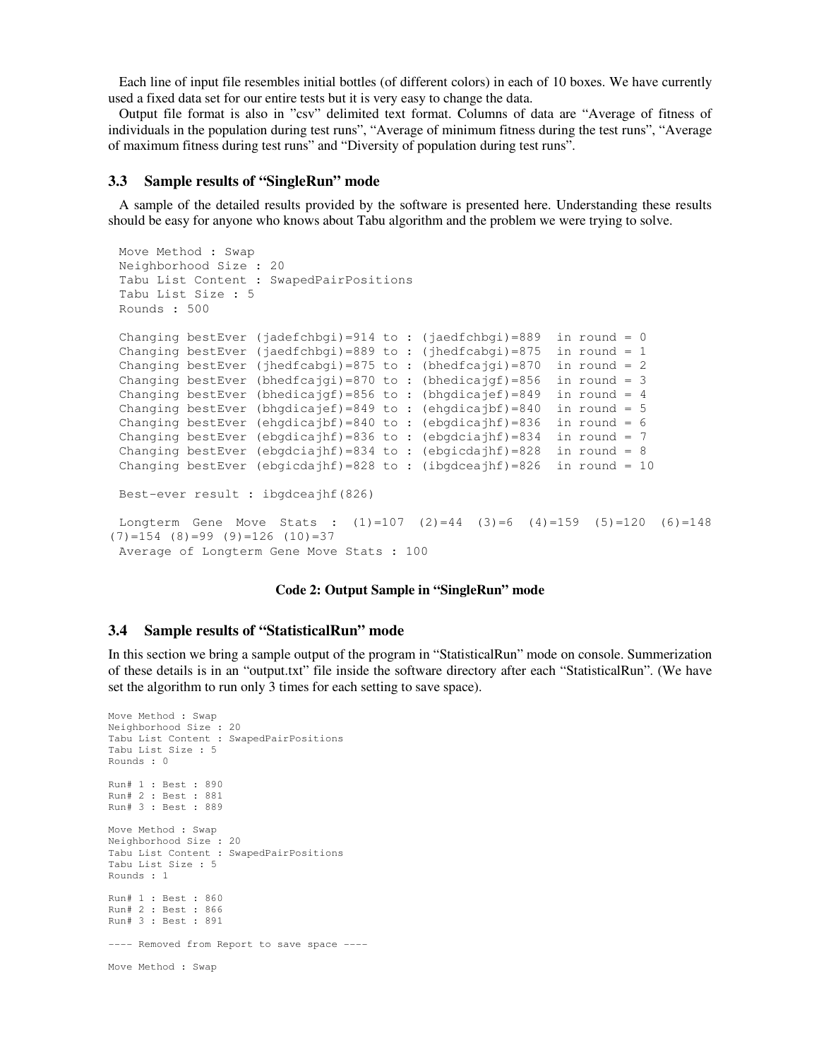Each line of input file resembles initial bottles (of different colors) in each of 10 boxes. We have currently used a fixed data set for our entire tests but it is very easy to change the data.

Output file format is also in "csv" delimited text format. Columns of data are "Average of fitness of individuals in the population during test runs", "Average of minimum fitness during the test runs", "Average of maximum fitness during test runs" and "Diversity of population during test runs".

### 3.3 Sample results of "SingleRun" mode

A sample of the detailed results provided by the software is presented here. Understanding these results should be easy for anyone who knows about Tabu algorithm and the problem we were trying to solve.

```
Move Method : Swap
Neighborhood Size : 20
Tabu List Content : SwapedPairPositions
Tabu List Size : 5
Rounds : 500

Changing bestEver (jadefchbgi)=914 to : (jaedfchbgi)=889  in round = 0
Changing bestEver (jaedfchbgi)=889 to : (jhedfcabgi)=875  in round = 1
Changing bestEver (jhedfcabgi)=875 to : (bhedfcajgi)=870  in round = 2
Changing bestEver (bhedfcajgi)=870 to : (bhedicajgf)=856  in round = 3
Changing bestEver (bhedicajgf)=856 to : (bhgdicajef)=849  in round = 4
Changing bestEver (bhgdicajef)=849 to : (ehgdicajbf)=840  in round = 5
Changing bestEver (ehgdicajbf)=840 to : (ebgdicajhf)=836  in round = 6
Changing bestEver (ehgdicajhf)=836 to : (ebgdciajhf)=834  in round = 7
Changing bestEver (ebgdciajhf)=834 to : (ebgicdajhf)=828  in round = 8
Changing bestEver (ebgicdajhf)=828 to : (ibgdceajhf)=826  in round = 10

Best-ever result : ibgdceajhf(826)

Longterm  Gene  Move  Stats  :  (1)=107  (2)=44  (3)=6  (4)=159  (5)=120  (6)=148
(7)=154 (8)=99 (9)=126 (10)=37
Average of Longterm Gene Move Stats : 100
```

**Code 2: Output Sample in "SingleRun" mode**

### 3.4 Sample results of "StatisticalRun" mode

In this section we bring a sample output of the program in "StatisticalRun" mode on console. Summerization of these details is in an "output.txt" file inside the software directory after each "StatisticalRun". (We have set the algorithm to run only 3 times for each setting to save space).

```
Move Method : Swap
Neighborhood Size : 20
Tabu List Content : SwapedPairPositions
Tabu List Size : 5
Rounds : 0

Run# 1 : Best : 890
Run# 2 : Best : 881
Run# 3 : Best : 889

Move Method : Swap
Neighborhood Size : 20
Tabu List Content : SwapedPairPositions
Tabu List Size : 5
Rounds : 1

Run# 1 : Best : 860
Run# 2 : Best : 866
Run# 3 : Best : 891

---- Removed from Report to save space ----

Move Method : Swap
```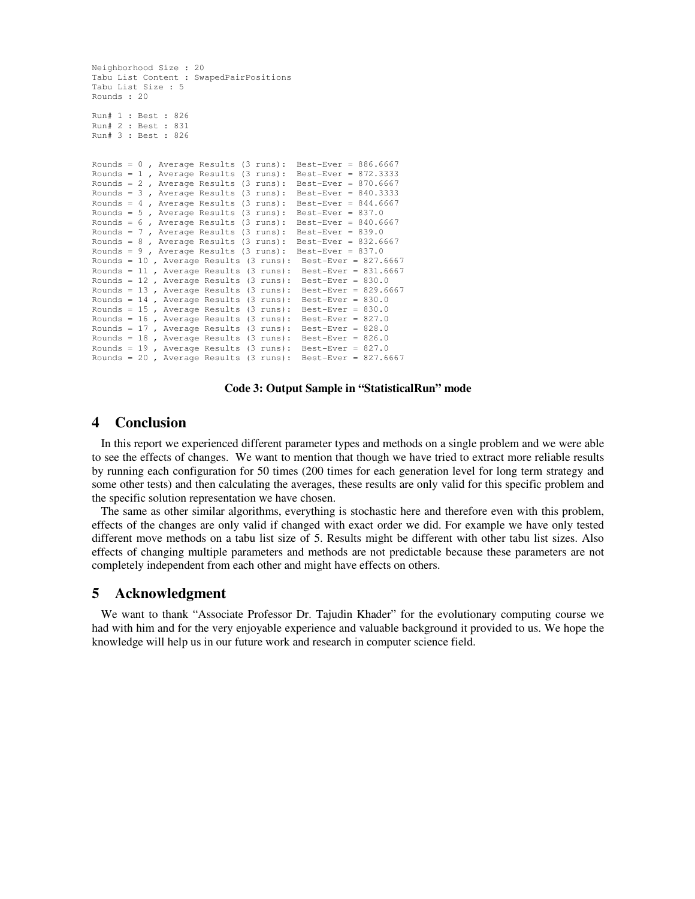```
Neighborhood Size : 20
Tabu List Content : SwapedPairPositions
Tabu List Size : 5
Rounds : 20

Run# 1 : Best : 826
Run# 2 : Best : 831
Run# 3 : Best : 826


Rounds = 0 , Average Results (3 runs):  Best-Ever = 886.6667
Rounds = 1 , Average Results (3 runs):  Best-Ever = 872.3333
Rounds = 2 , Average Results (3 runs):  Best-Ever = 870.6667
Rounds = 3 , Average Results (3 runs):  Best-Ever = 840.3333
Rounds = 4 , Average Results (3 runs):  Best-Ever = 844.6667
Rounds = 5 , Average Results (3 runs):  Best-Ever = 837.0
Rounds = 6 , Average Results (3 runs):  Best-Ever = 840.6667
Rounds = 7 , Average Results (3 runs):  Best-Ever = 839.0
Rounds = 8 , Average Results (3 runs):  Best-Ever = 832.6667
Rounds = 9 , Average Results (3 runs):  Best-Ever = 837.0
Rounds = 10 , Average Results (3 runs):  Best-Ever = 827.6667
Rounds = 11 , Average Results (3 runs):  Best-Ever = 831.6667
Rounds = 12 , Average Results (3 runs):  Best-Ever = 830.0
Rounds = 13 , Average Results (3 runs):  Best-Ever = 829.6667
Rounds = 14 , Average Results (3 runs):  Best-Ever = 830.0
Rounds = 15 , Average Results (3 runs):  Best-Ever = 830.0
Rounds = 16 , Average Results (3 runs):  Best-Ever = 827.0
Rounds = 17 , Average Results (3 runs):  Best-Ever = 828.0
Rounds = 18 , Average Results (3 runs):  Best-Ever = 826.0
Rounds = 19 , Average Results (3 runs):  Best-Ever = 827.0
Rounds = 20 , Average Results (3 runs):  Best-Ever = 827.6667
```

**Code 3: Output Sample in "StatisticalRun" mode**

## 4 Conclusion

In this report we experienced different parameter types and methods on a single problem and we were able to see the effects of changes. We want to mention that though we have tried to extract more reliable results by running each configuration for 50 times (200 times for each generation level for long term strategy and some other tests) and then calculating the averages, these results are only valid for this specific problem and the specific solution representation we have chosen.

The same as other similar algorithms, everything is stochastic here and therefore even with this problem, effects of the changes are only valid if changed with exact order we did. For example we have only tested different move methods on a tabu list size of 5. Results might be different with other tabu list sizes. Also effects of changing multiple parameters and methods are not predictable because these parameters are not completely independent from each other and might have effects on others.

## 5 Acknowledgment

We want to thank "Associate Professor Dr. Tajudin Khader" for the evolutionary computing course we had with him and for the very enjoyable experience and valuable background it provided to us. We hope the knowledge will help us in our future work and research in computer science field.